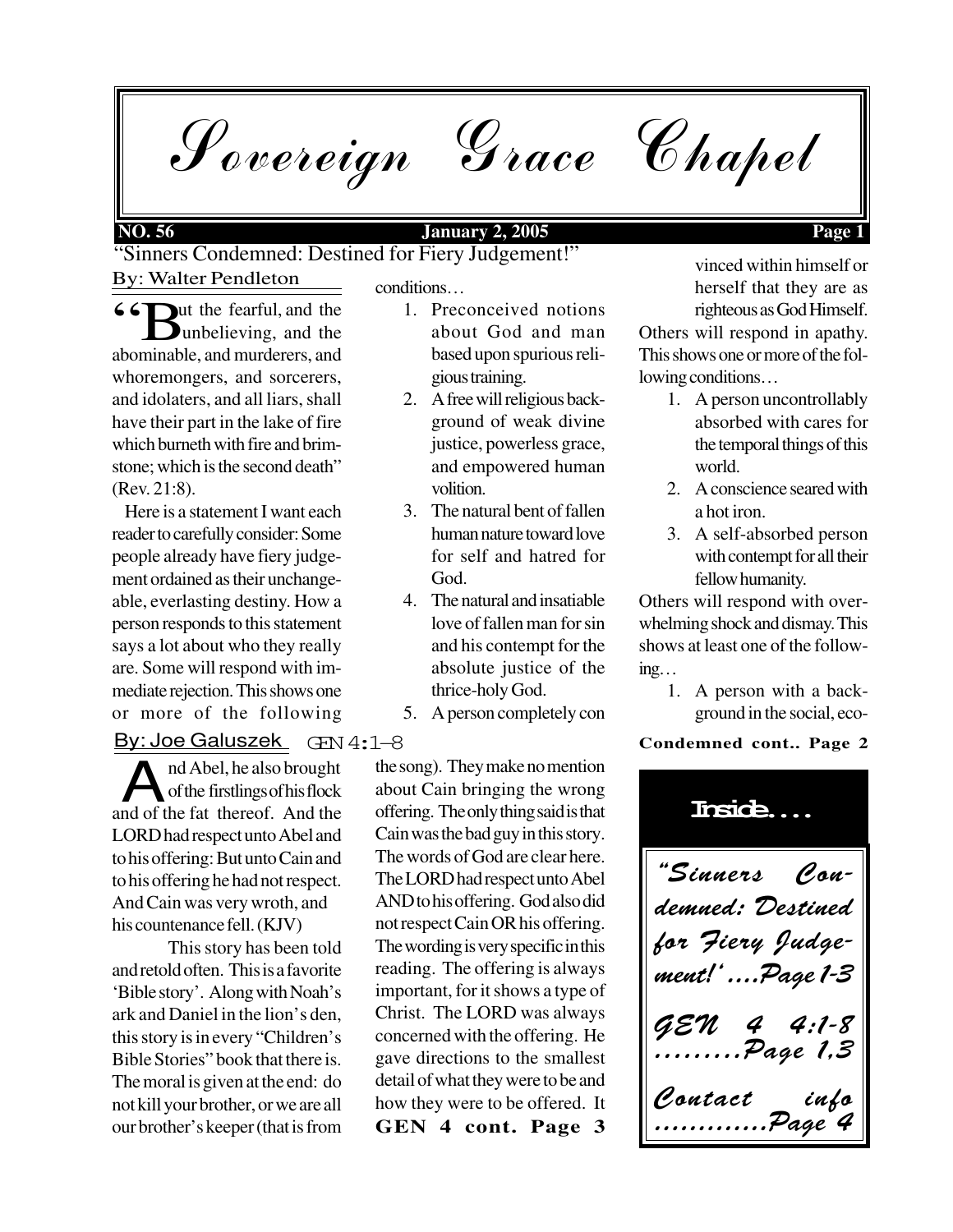# Sovereign Grace Chapel

**NO. 56** **January 2, 2005**

## "Sinners Condemned: Destined for Fiery Judgement!"

By: Walter Pendleton

"But the fearful, and the unbelieving, and the abominable, and murderers, and whoremongers, and sorcerers, and idolaters, and all liars, shall have their part in the lake of fire which burneth with fire and brimstone; which is the second death" (Rev. 21:8).

Here is a statement I want each reader to carefully consider: Some people already have fiery judgement ordained as their unchangeable, everlasting destiny. How a person responds to this statement says a lot about who they really are. Some will respond with immediate rejection. This shows one or more of the following conditions…

1. Preconceived notions about God and man based upon spurious religious training.
2. A free will religious background of weak divine justice, powerless grace, and empowered human volition.
3. The natural bent of fallen human nature toward love for self and hatred for God.
4. The natural and insatiable love of fallen man for sin and his contempt for the absolute justice of the thrice-holy God.
5. A person completely convinced within himself or herself that they are as righteous as God Himself.

Others will respond in apathy. This shows one or more of the following conditions…

1. A person uncontrollably absorbed with cares for the temporal things of this world.
2. A conscience seared with a hot iron.
3. A self-absorbed person with contempt for all their fellow humanity.

Others will respond with overwhelming shock and dismay. This shows at least one of the following…

1. A person with a background in the social, eco-

**Condemned cont.. Page 2**

## GEN 4:1–8

By: Joe Galuszek

And Abel, he also brought of the firstlings of his flock and of the fat thereof. And the LORD had respect unto Abel and to his offering: But unto Cain and to his offering he had not respect. And Cain was very wroth, and his countenance fell. (KJV)

This story has been told and retold often. This is a favorite 'Bible story'. Along with Noah's ark and Daniel in the lion's den, this story is in every "Children's Bible Stories" book that there is. The moral is given at the end: do not kill your brother, or we are all our brother's keeper (that is from the song). They make no mention about Cain bringing the wrong offering. The only thing said is that Cain was the bad guy in this story. The words of God are clear here. The LORD had respect unto Abel AND to his offering. God also did not respect Cain OR his offering. The wording is very specific in this reading. The offering is always important, for it shows a type of Christ. The LORD was always concerned with the offering. He gave directions to the smallest detail of what they were to be and how they were to be offered. It

**GEN 4 cont. Page 3**

### Inside....

*"Sinners Condemned: Destined for Fiery Judgement!' ....Page 1-3*

*GEN 4 4:1-8 .........Page 1,3*

*Contact info .............Page 4*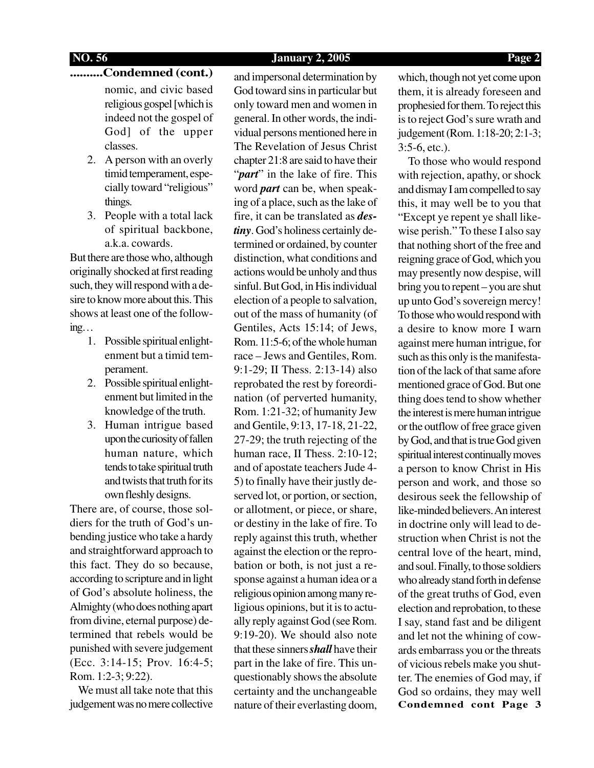## ..........Condemned (cont.)

nomic, and civic based religious gospel [which is indeed not the gospel of God] of the upper classes.

2. A person with an overly timid temperament, especially toward "religious" things.
3. People with a total lack of spiritual backbone, a.k.a. cowards.

But there are those who, although originally shocked at first reading such, they will respond with a desire to know more about this. This shows at least one of the following…

1. Possible spiritual enlightenment but a timid temperament.
2. Possible spiritual enlightenment but limited in the knowledge of the truth.
3. Human intrigue based upon the curiosity of fallen human nature, which tends to take spiritual truth and twists that truth for its own fleshly designs.

There are, of course, those soldiers for the truth of God's unbending justice who take a hardy and straightforward approach to this fact. They do so because, according to scripture and in light of God's absolute holiness, the Almighty (who does nothing apart from divine, eternal purpose) determined that rebels would be punished with severe judgement (Ecc. 3:14-15; Prov. 16:4-5; Rom. 1:2-3; 9:22).

We must all take note that this judgement was no mere collective and impersonal determination by God toward sins in particular but only toward men and women in general. In other words, the individual persons mentioned here in The Revelation of Jesus Christ chapter 21:8 are said to have their "***part***" in the lake of fire. This word ***part*** can be, when speaking of a place, such as the lake of fire, it can be translated as ***destiny***. God's holiness certainly determined or ordained, by counter distinction, what conditions and actions would be unholy and thus sinful. But God, in His individual election of a people to salvation, out of the mass of humanity (of Gentiles, Acts 15:14; of Jews, Rom. 11:5-6; of the whole human race – Jews and Gentiles, Rom. 9:1-29; II Thess. 2:13-14) also reprobated the rest by foreordination (of perverted humanity, Rom. 1:21-32; of humanity Jew and Gentile, 9:13, 17-18, 21-22, 27-29; the truth rejecting of the human race, II Thess. 2:10-12; and of apostate teachers Jude 4-5) to finally have their justly deserved lot, or portion, or section, or allotment, or piece, or share, or destiny in the lake of fire. To reply against this truth, whether against the election or the reprobation or both, is not just a response against a human idea or a religious opinion among many religious opinions, but it is to actually reply against God (see Rom. 9:19-20). We should also note that these sinners ***shall*** have their part in the lake of fire. This unquestionably shows the absolute certainty and the unchangeable nature of their everlasting doom, which, though not yet come upon them, it is already foreseen and prophesied for them. To reject this is to reject God's sure wrath and judgement (Rom. 1:18-20; 2:1-3; 3:5-6, etc.).

To those who would respond with rejection, apathy, or shock and dismay I am compelled to say this, it may well be to you that "Except ye repent ye shall likewise perish." To these I also say that nothing short of the free and reigning grace of God, which you may presently now despise, will bring you to repent – you are shut up unto God's sovereign mercy! To those who would respond with a desire to know more I warn against mere human intrigue, for such as this only is the manifestation of the lack of that same afore mentioned grace of God. But one thing does tend to show whether the interest is mere human intrigue or the outflow of free grace given by God, and that is true God given spiritual interest continually moves a person to know Christ in His person and work, and those so desirous seek the fellowship of like-minded believers. An interest in doctrine only will lead to destruction when Christ is not the central love of the heart, mind, and soul. Finally, to those soldiers who already stand forth in defense of the great truths of God, even election and reprobation, to these I say, stand fast and be diligent and let not the whining of cowards embarrass you or the threats of vicious rebels make you shutter. The enemies of God may, if God so ordains, they may well

**Condemned cont Page 3**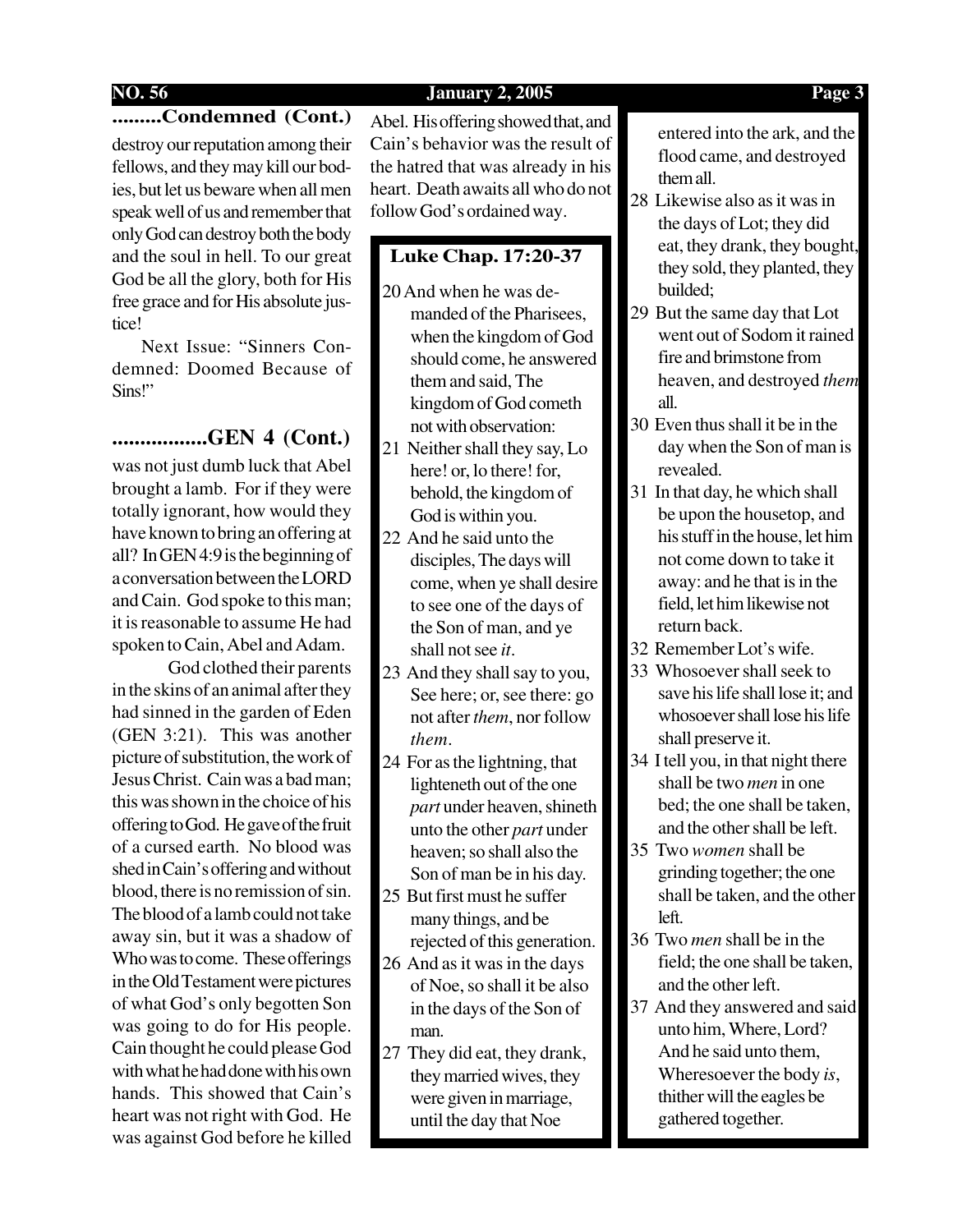## .........Condemned (Cont.)

destroy our reputation among their fellows, and they may kill our bodies, but let us beware when all men speak well of us and remember that only God can destroy both the body and the soul in hell. To our great God be all the glory, both for His free grace and for His absolute justice!

Next Issue: "Sinners Condemned: Doomed Because of Sins!"

## ................GEN 4 (Cont.)

was not just dumb luck that Abel brought a lamb. For if they were totally ignorant, how would they have known to bring an offering at all? In GEN 4:9 is the beginning of a conversation between the LORD and Cain. God spoke to this man; it is reasonable to assume He had spoken to Cain, Abel and Adam.

God clothed their parents in the skins of an animal after they had sinned in the garden of Eden (GEN 3:21). This was another picture of substitution, the work of Jesus Christ. Cain was a bad man; this was shown in the choice of his offering to God. He gave of the fruit of a cursed earth. No blood was shed in Cain's offering and without blood, there is no remission of sin. The blood of a lamb could not take away sin, but it was a shadow of Who was to come. These offerings in the Old Testament were pictures of what God's only begotten Son was going to do for His people. Cain thought he could please God with what he had done with his own hands. This showed that Cain's heart was not right with God. He was against God before he killed Abel. His offering showed that, and Cain's behavior was the result of the hatred that was already in his heart. Death awaits all who do not follow God's ordained way.

### Luke Chap. 17:20-37

20 And when he was demanded of the Pharisees, when the kingdom of God should come, he answered them and said, The kingdom of God cometh not with observation:

21 Neither shall they say, Lo here! or, lo there! for, behold, the kingdom of God is within you.

22 And he said unto the disciples, The days will come, when ye shall desire to see one of the days of the Son of man, and ye shall not see *it*.

23 And they shall say to you, See here; or, see there: go not after *them*, nor follow *them*.

24 For as the lightning, that lighteneth out of the one *part* under heaven, shineth unto the other *part* under heaven; so shall also the Son of man be in his day.

25 But first must he suffer many things, and be rejected of this generation.

26 And as it was in the days of Noe, so shall it be also in the days of the Son of man.

27 They did eat, they drank, they married wives, they were given in marriage, until the day that Noe entered into the ark, and the flood came, and destroyed them all.

28 Likewise also as it was in the days of Lot; they did eat, they drank, they bought, they sold, they planted, they builded;

29 But the same day that Lot went out of Sodom it rained fire and brimstone from heaven, and destroyed *them* all.

30 Even thus shall it be in the day when the Son of man is revealed.

31 In that day, he which shall be upon the housetop, and his stuff in the house, let him not come down to take it away: and he that is in the field, let him likewise not return back.

32 Remember Lot's wife.

33 Whosoever shall seek to save his life shall lose it; and whosoever shall lose his life shall preserve it.

34 I tell you, in that night there shall be two *men* in one bed; the one shall be taken, and the other shall be left.

35 Two *women* shall be grinding together; the one shall be taken, and the other left.

36 Two *men* shall be in the field; the one shall be taken, and the other left.

37 And they answered and said unto him, Where, Lord? And he said unto them, Wheresoever the body *is*, thither will the eagles be gathered together.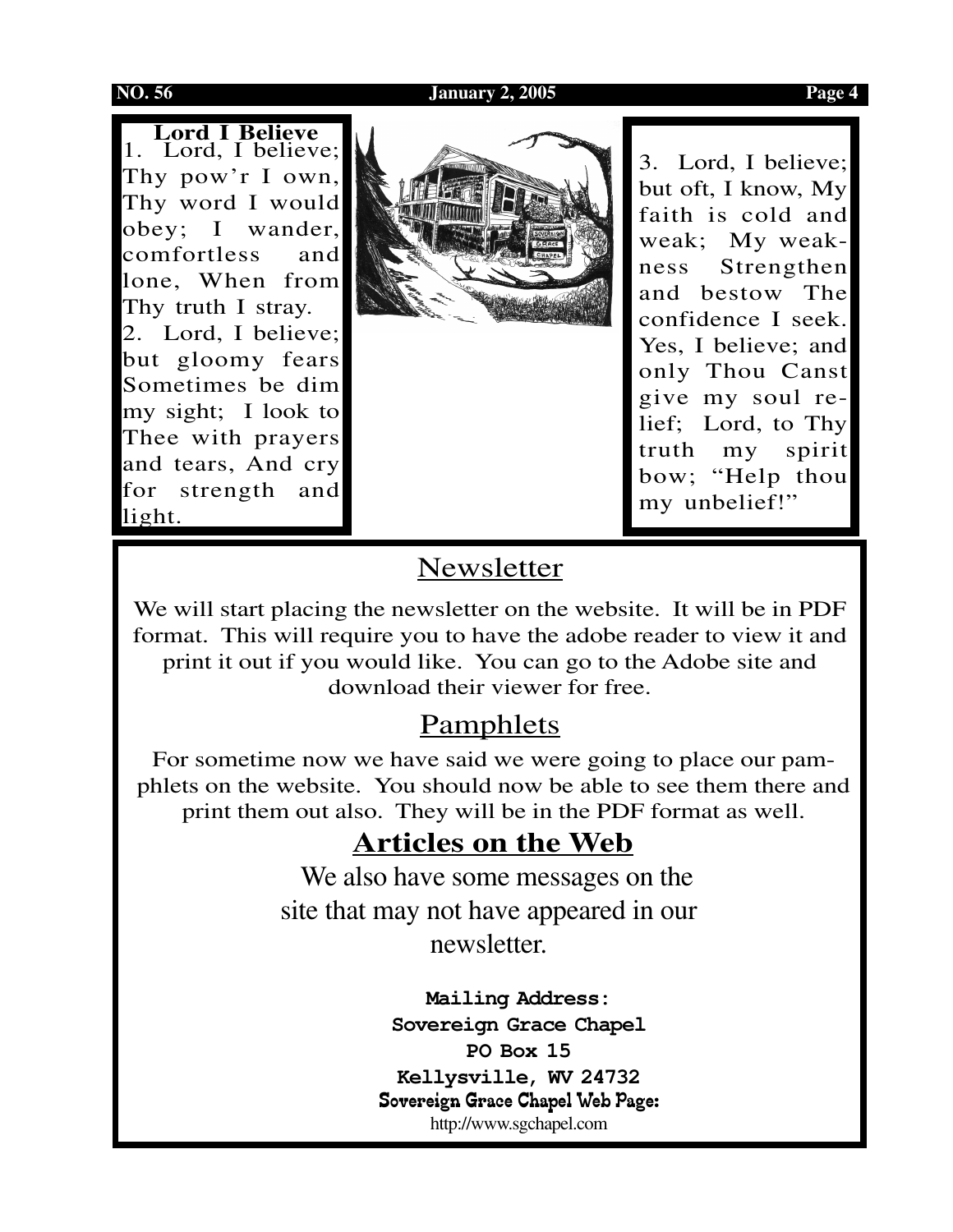**Lord I Believe**

1. Lord, I believe; Thy pow'r I own, Thy word I would obey; I wander, comfortless and lone, When from Thy truth I stray.

2. Lord, I believe; but gloomy fears Sometimes be dim my sight; I look to Thee with prayers and tears, And cry for strength and light.

3. Lord, I believe; but oft, I know, My faith is cold and weak; My weakness Strengthen and bestow The confidence I seek. Yes, I believe; and only Thou Canst give my soul relief; Lord, to Thy truth my spirit bow; "Help thou my unbelief!"

## Newsletter

We will start placing the newsletter on the website. It will be in PDF format. This will require you to have the adobe reader to view it and print it out if you would like. You can go to the Adobe site and download their viewer for free.

## Pamphlets

For sometime now we have said we were going to place our pamphlets on the website. You should now be able to see them there and print them out also. They will be in the PDF format as well.

## **Articles on the Web**

We also have some messages on the site that may not have appeared in our newsletter.

**Mailing Address:**
**Sovereign Grace Chapel**
**PO Box 15**
**Kellysville, WV 24732**
**Sovereign Grace Chapel Web Page:**
http://www.sgchapel.com